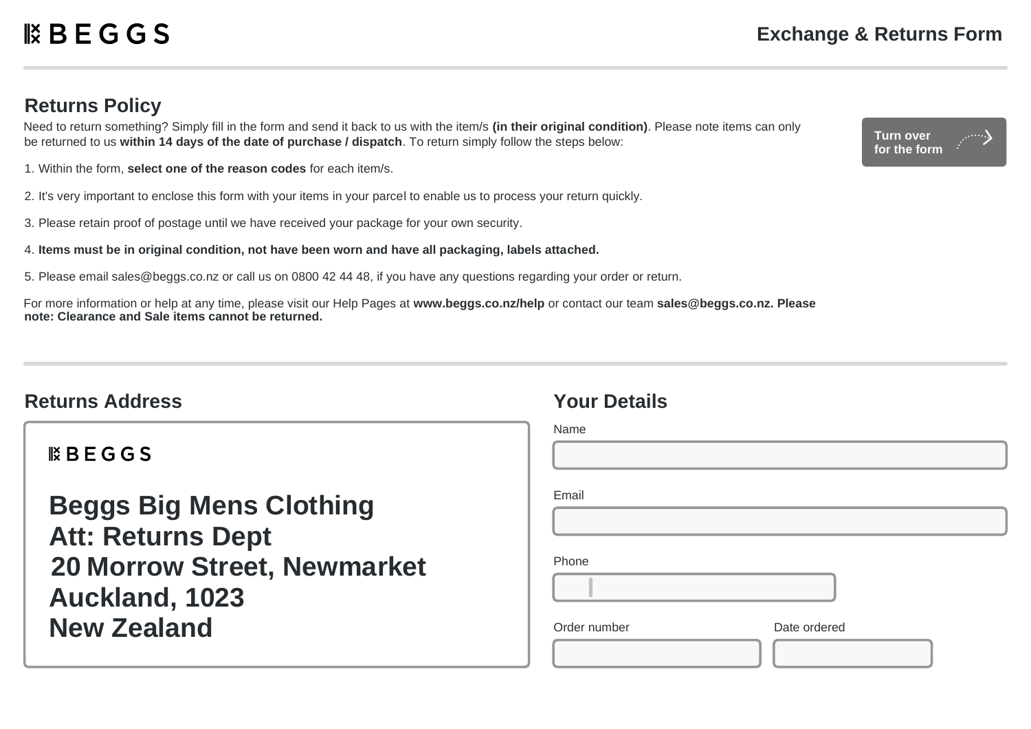BEGGS

# Exchange & Returns Form

## Returns Policy

Need to return something? Simply fill in the form and send it back to us with the item/s **(in their original condition)**. Please note items can only be returned to us **within 14 days of the date of purchase / dispatch**. To return simply follow the steps below:

**Turn over for the form**

1. Within the form, **select one of the reason codes** for each item/s.

2. It's very important to enclose this form with your items in your parcel to enable us to process your return quickly.

3. Please retain proof of postage until we have received your package for your own security.

4. **Items must be in original condition, not have been worn and have all packaging, labels attached.**

5. Please email sales@beggs.co.nz or call us on 0800 42 44 48, if you have any questions regarding your order or return.

For more information or help at any time, please visit our Help Pages at **www.beggs.co.nz/help** or contact our team **sales@beggs.co.nz. Please note: Clearance and Sale items cannot be returned.**

## Returns Address

BEGGS

**Beggs Big Mens Clothing**
**Att: Returns Dept**
**20 Morrow Street, Newmarket**
**Auckland, 1023**
**New Zealand**

## Your Details

Name

Email

Phone

Order number

Date ordered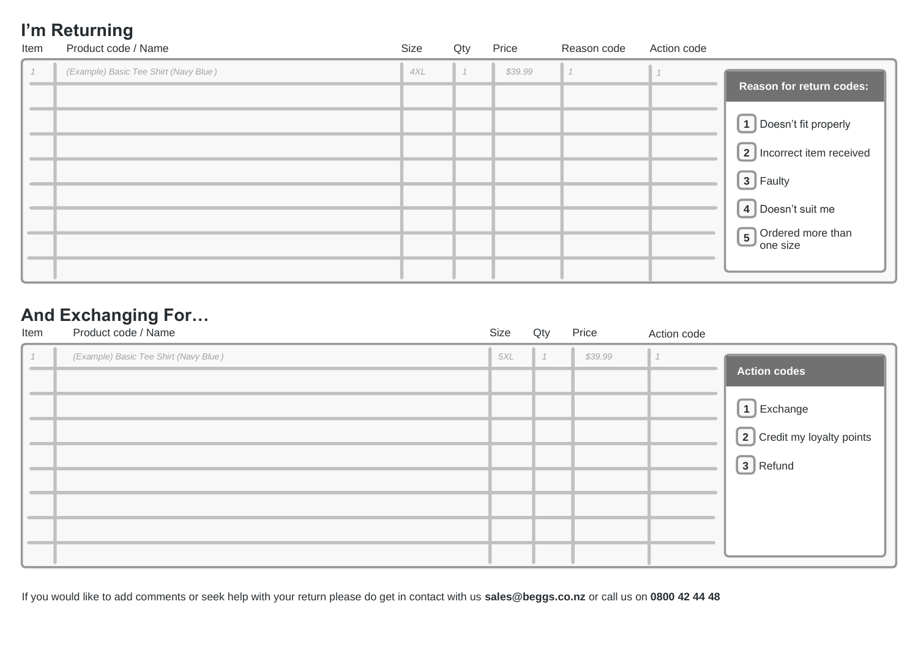## I'm Returning

| Item | Product code / Name | Size | Qty | Price | Reason code | Action code |
|---|---|---|---|---|---|---|
| *1* | *(Example) Basic Tee Shirt (Navy Blue)* | *4XL* | *1* | *$39.99* | *1* | *1* |
| | | | | | | |
| | | | | | | |
| | | | | | | |
| | | | | | | |
| | | | | | | |
| | | | | | | |
| | | | | | | |
| | | | | | | |

**Reason for return codes:**

- **1** Doesn't fit properly
- **2** Incorrect item received
- **3** Faulty
- **4** Doesn't suit me
- **5** Ordered more than one size

## And Exchanging For…

| Item | Product code / Name | Size | Qty | Price | Action code |
|---|---|---|---|---|---|
| *1* | *(Example) Basic Tee Shirt (Navy Blue)* | *5XL* | *1* | *$39.99* | *1* |
| | | | | | |
| | | | | | |
| | | | | | |
| | | | | | |
| | | | | | |
| | | | | | |
| | | | | | |
| | | | | | |

**Action codes**

- **1** Exchange
- **2** Credit my loyalty points
- **3** Refund

If you would like to add comments or seek help with your return please do get in contact with us **sales@beggs.co.nz** or call us on **0800 42 44 48**